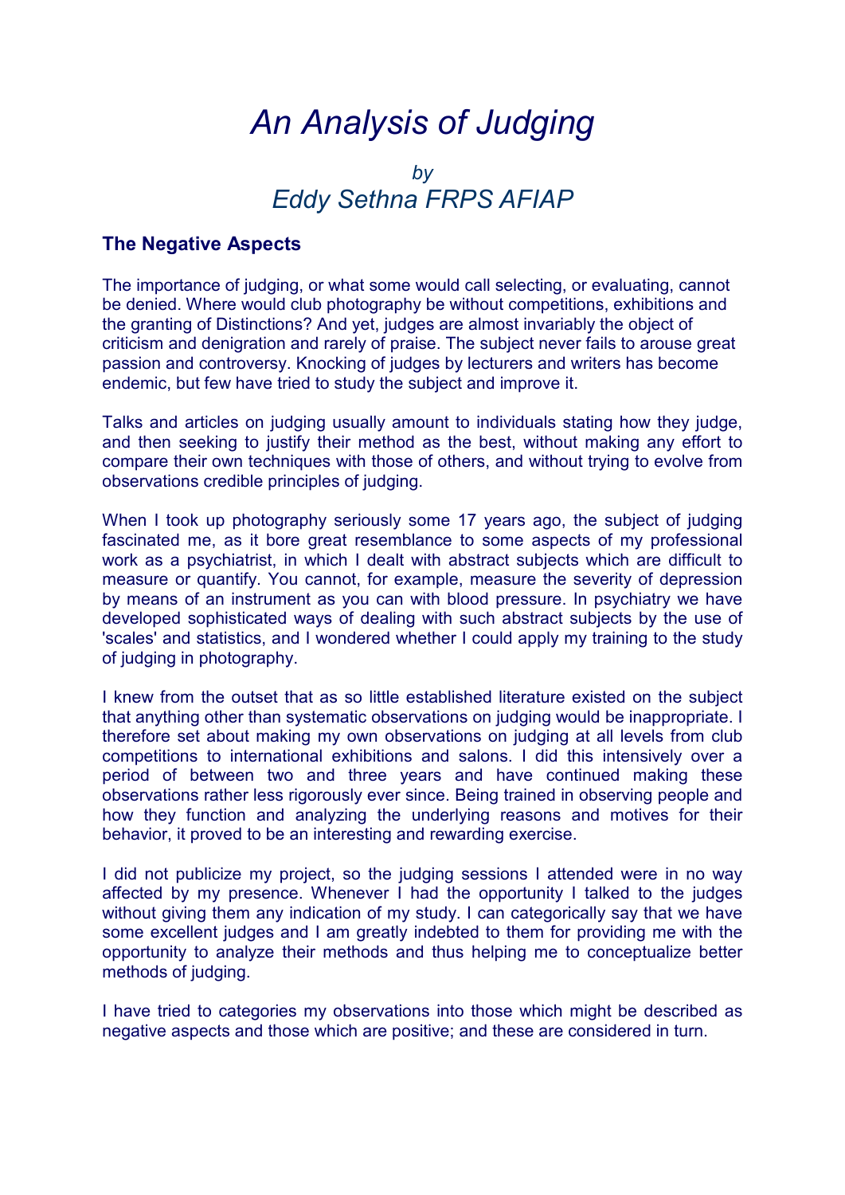# *An Analysis of Judging*

*by*

*Eddy Sethna FRPS AFIAP*

### The Negative Aspects

The importance of judging, or what some would call selecting, or evaluating, cannot be denied. Where would club photography be without competitions, exhibitions and the granting of Distinctions? And yet, judges are almost invariably the object of criticism and denigration and rarely of praise. The subject never fails to arouse great passion and controversy. Knocking of judges by lecturers and writers has become endemic, but few have tried to study the subject and improve it.

Talks and articles on judging usually amount to individuals stating how they judge, and then seeking to justify their method as the best, without making any effort to compare their own techniques with those of others, and without trying to evolve from observations credible principles of judging.

When I took up photography seriously some 17 years ago, the subject of judging fascinated me, as it bore great resemblance to some aspects of my professional work as a psychiatrist, in which I dealt with abstract subjects which are difficult to measure or quantify. You cannot, for example, measure the severity of depression by means of an instrument as you can with blood pressure. In psychiatry we have developed sophisticated ways of dealing with such abstract subjects by the use of 'scales' and statistics, and I wondered whether I could apply my training to the study of judging in photography.

I knew from the outset that as so little established literature existed on the subject that anything other than systematic observations on judging would be inappropriate. I therefore set about making my own observations on judging at all levels from club competitions to international exhibitions and salons. I did this intensively over a period of between two and three years and have continued making these observations rather less rigorously ever since. Being trained in observing people and how they function and analyzing the underlying reasons and motives for their behavior, it proved to be an interesting and rewarding exercise.

I did not publicize my project, so the judging sessions I attended were in no way affected by my presence. Whenever I had the opportunity I talked to the judges without giving them any indication of my study. I can categorically say that we have some excellent judges and I am greatly indebted to them for providing me with the opportunity to analyze their methods and thus helping me to conceptualize better methods of judging.

I have tried to categories my observations into those which might be described as negative aspects and those which are positive; and these are considered in turn.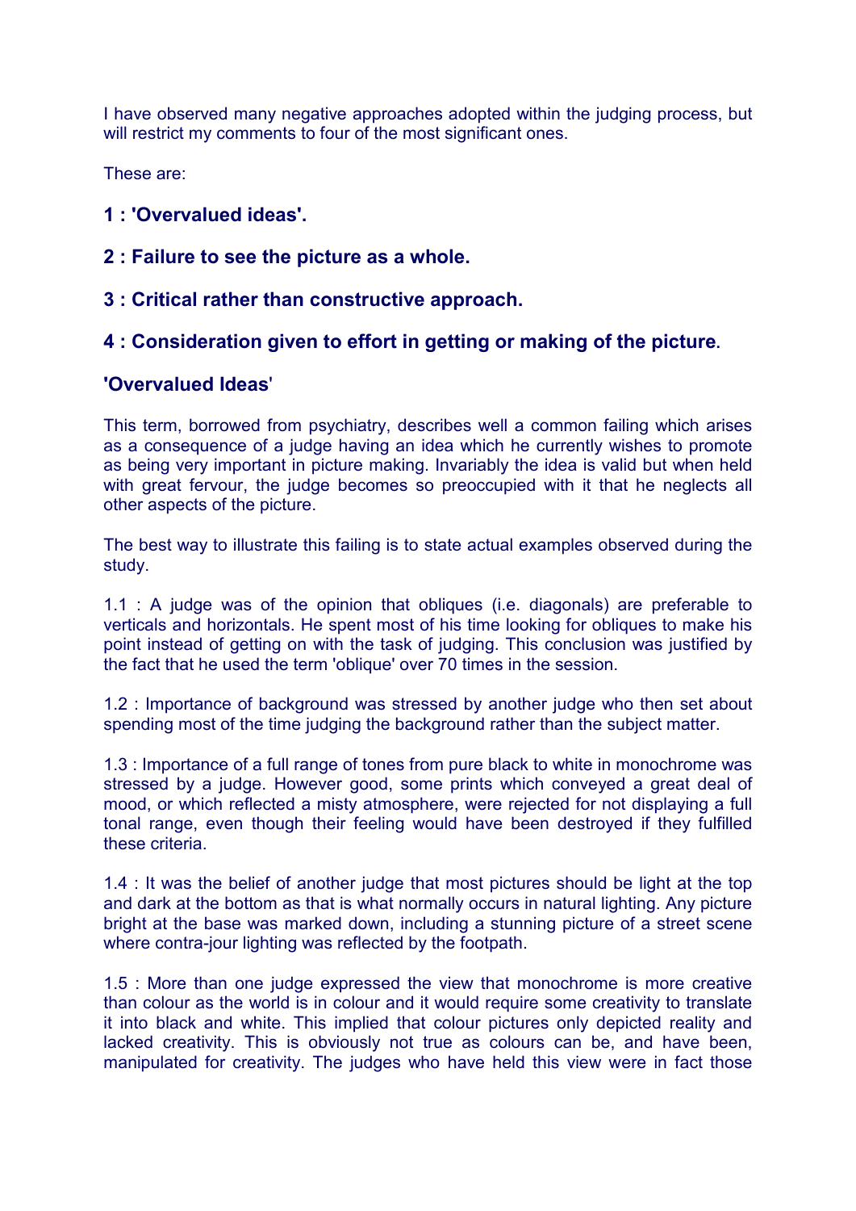I have observed many negative approaches adopted within the judging process, but will restrict my comments to four of the most significant ones.

These are:

### 1 : 'Overvalued ideas'.

### 2 : Failure to see the picture as a whole.

### 3 : Critical rather than constructive approach.

### 4 : Consideration given to effort in getting or making of the picture.

### 'Overvalued Ideas'

This term, borrowed from psychiatry, describes well a common failing which arises as a consequence of a judge having an idea which he currently wishes to promote as being very important in picture making. Invariably the idea is valid but when held with great fervour, the judge becomes so preoccupied with it that he neglects all other aspects of the picture.

The best way to illustrate this failing is to state actual examples observed during the study.

1.1 : A judge was of the opinion that obliques (i.e. diagonals) are preferable to verticals and horizontals. He spent most of his time looking for obliques to make his point instead of getting on with the task of judging. This conclusion was justified by the fact that he used the term 'oblique' over 70 times in the session.

1.2 : Importance of background was stressed by another judge who then set about spending most of the time judging the background rather than the subject matter.

1.3 : Importance of a full range of tones from pure black to white in monochrome was stressed by a judge. However good, some prints which conveyed a great deal of mood, or which reflected a misty atmosphere, were rejected for not displaying a full tonal range, even though their feeling would have been destroyed if they fulfilled these criteria.

1.4 : It was the belief of another judge that most pictures should be light at the top and dark at the bottom as that is what normally occurs in natural lighting. Any picture bright at the base was marked down, including a stunning picture of a street scene where contra-jour lighting was reflected by the footpath.

1.5 : More than one judge expressed the view that monochrome is more creative than colour as the world is in colour and it would require some creativity to translate it into black and white. This implied that colour pictures only depicted reality and lacked creativity. This is obviously not true as colours can be, and have been, manipulated for creativity. The judges who have held this view were in fact those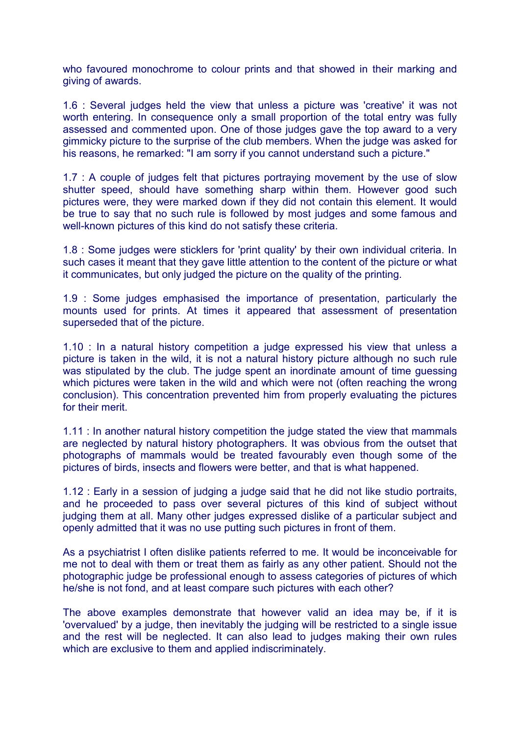who favoured monochrome to colour prints and that showed in their marking and giving of awards.

1.6 : Several judges held the view that unless a picture was 'creative' it was not worth entering. In consequence only a small proportion of the total entry was fully assessed and commented upon. One of those judges gave the top award to a very gimmicky picture to the surprise of the club members. When the judge was asked for his reasons, he remarked: "I am sorry if you cannot understand such a picture."

1.7 : A couple of judges felt that pictures portraying movement by the use of slow shutter speed, should have something sharp within them. However good such pictures were, they were marked down if they did not contain this element. It would be true to say that no such rule is followed by most judges and some famous and well-known pictures of this kind do not satisfy these criteria.

1.8 : Some judges were sticklers for 'print quality' by their own individual criteria. In such cases it meant that they gave little attention to the content of the picture or what it communicates, but only judged the picture on the quality of the printing.

1.9 : Some judges emphasised the importance of presentation, particularly the mounts used for prints. At times it appeared that assessment of presentation superseded that of the picture.

1.10 : In a natural history competition a judge expressed his view that unless a picture is taken in the wild, it is not a natural history picture although no such rule was stipulated by the club. The judge spent an inordinate amount of time guessing which pictures were taken in the wild and which were not (often reaching the wrong conclusion). This concentration prevented him from properly evaluating the pictures for their merit.

1.11 : In another natural history competition the judge stated the view that mammals are neglected by natural history photographers. It was obvious from the outset that photographs of mammals would be treated favourably even though some of the pictures of birds, insects and flowers were better, and that is what happened.

1.12 : Early in a session of judging a judge said that he did not like studio portraits, and he proceeded to pass over several pictures of this kind of subject without judging them at all. Many other judges expressed dislike of a particular subject and openly admitted that it was no use putting such pictures in front of them.

As a psychiatrist I often dislike patients referred to me. It would be inconceivable for me not to deal with them or treat them as fairly as any other patient. Should not the photographic judge be professional enough to assess categories of pictures of which he/she is not fond, and at least compare such pictures with each other?

The above examples demonstrate that however valid an idea may be, if it is 'overvalued' by a judge, then inevitably the judging will be restricted to a single issue and the rest will be neglected. It can also lead to judges making their own rules which are exclusive to them and applied indiscriminately.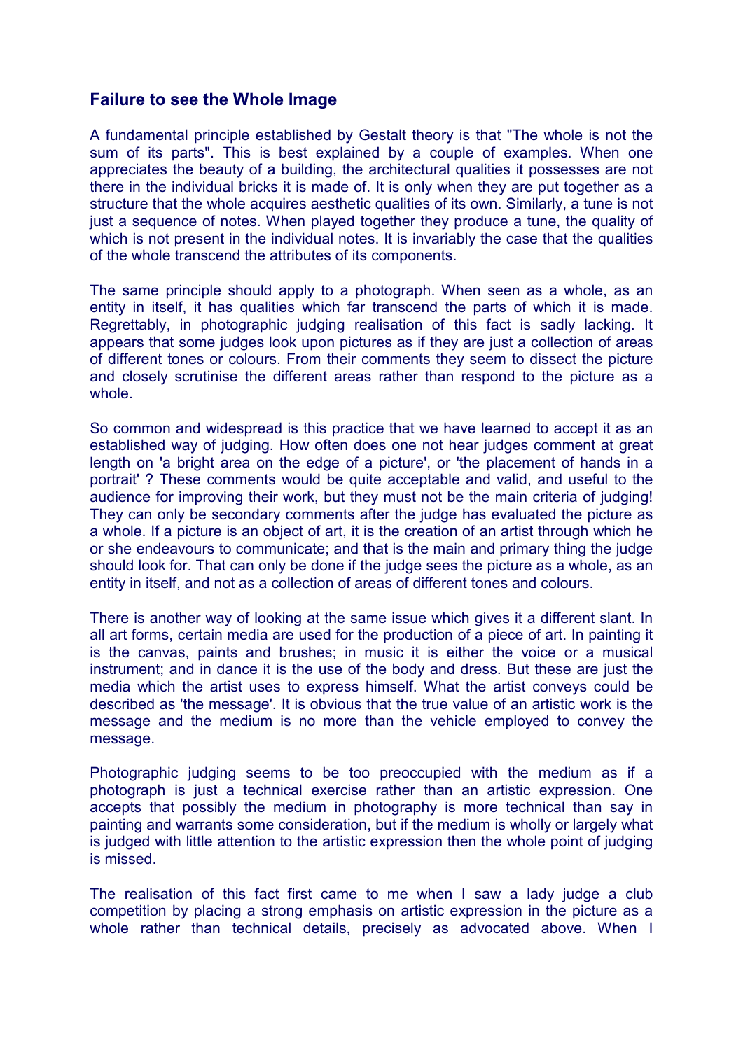## Failure to see the Whole Image

A fundamental principle established by Gestalt theory is that "The whole is not the sum of its parts". This is best explained by a couple of examples. When one appreciates the beauty of a building, the architectural qualities it possesses are not there in the individual bricks it is made of. It is only when they are put together as a structure that the whole acquires aesthetic qualities of its own. Similarly, a tune is not just a sequence of notes. When played together they produce a tune, the quality of which is not present in the individual notes. It is invariably the case that the qualities of the whole transcend the attributes of its components.

The same principle should apply to a photograph. When seen as a whole, as an entity in itself, it has qualities which far transcend the parts of which it is made. Regrettably, in photographic judging realisation of this fact is sadly lacking. It appears that some judges look upon pictures as if they are just a collection of areas of different tones or colours. From their comments they seem to dissect the picture and closely scrutinise the different areas rather than respond to the picture as a whole.

So common and widespread is this practice that we have learned to accept it as an established way of judging. How often does one not hear judges comment at great length on 'a bright area on the edge of a picture', or 'the placement of hands in a portrait' ? These comments would be quite acceptable and valid, and useful to the audience for improving their work, but they must not be the main criteria of judging! They can only be secondary comments after the judge has evaluated the picture as a whole. If a picture is an object of art, it is the creation of an artist through which he or she endeavours to communicate; and that is the main and primary thing the judge should look for. That can only be done if the judge sees the picture as a whole, as an entity in itself, and not as a collection of areas of different tones and colours.

There is another way of looking at the same issue which gives it a different slant. In all art forms, certain media are used for the production of a piece of art. In painting it is the canvas, paints and brushes; in music it is either the voice or a musical instrument; and in dance it is the use of the body and dress. But these are just the media which the artist uses to express himself. What the artist conveys could be described as 'the message'. It is obvious that the true value of an artistic work is the message and the medium is no more than the vehicle employed to convey the message.

Photographic judging seems to be too preoccupied with the medium as if a photograph is just a technical exercise rather than an artistic expression. One accepts that possibly the medium in photography is more technical than say in painting and warrants some consideration, but if the medium is wholly or largely what is judged with little attention to the artistic expression then the whole point of judging is missed.

The realisation of this fact first came to me when I saw a lady judge a club competition by placing a strong emphasis on artistic expression in the picture as a whole rather than technical details, precisely as advocated above. When I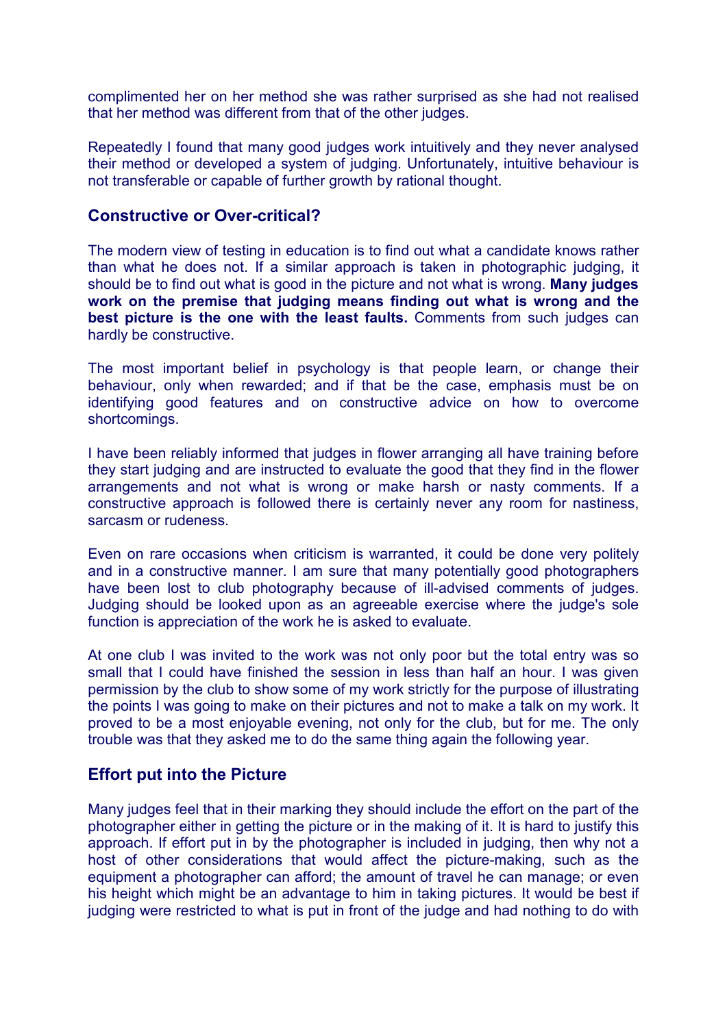complimented her on her method she was rather surprised as she had not realised that her method was different from that of the other judges.

Repeatedly I found that many good judges work intuitively and they never analysed their method or developed a system of judging. Unfortunately, intuitive behaviour is not transferable or capable of further growth by rational thought.

## Constructive or Over-critical?

The modern view of testing in education is to find out what a candidate knows rather than what he does not. If a similar approach is taken in photographic judging, it should be to find out what is good in the picture and not what is wrong. **Many judges work on the premise that judging means finding out what is wrong and the best picture is the one with the least faults.** Comments from such judges can hardly be constructive.

The most important belief in psychology is that people learn, or change their behaviour, only when rewarded; and if that be the case, emphasis must be on identifying good features and on constructive advice on how to overcome shortcomings.

I have been reliably informed that judges in flower arranging all have training before they start judging and are instructed to evaluate the good that they find in the flower arrangements and not what is wrong or make harsh or nasty comments. If a constructive approach is followed there is certainly never any room for nastiness, sarcasm or rudeness.

Even on rare occasions when criticism is warranted, it could be done very politely and in a constructive manner. I am sure that many potentially good photographers have been lost to club photography because of ill-advised comments of judges. Judging should be looked upon as an agreeable exercise where the judge's sole function is appreciation of the work he is asked to evaluate.

At one club I was invited to the work was not only poor but the total entry was so small that I could have finished the session in less than half an hour. I was given permission by the club to show some of my work strictly for the purpose of illustrating the points I was going to make on their pictures and not to make a talk on my work. It proved to be a most enjoyable evening, not only for the club, but for me. The only trouble was that they asked me to do the same thing again the following year.

## Effort put into the Picture

Many judges feel that in their marking they should include the effort on the part of the photographer either in getting the picture or in the making of it. It is hard to justify this approach. If effort put in by the photographer is included in judging, then why not a host of other considerations that would affect the picture-making, such as the equipment a photographer can afford; the amount of travel he can manage; or even his height which might be an advantage to him in taking pictures. It would be best if judging were restricted to what is put in front of the judge and had nothing to do with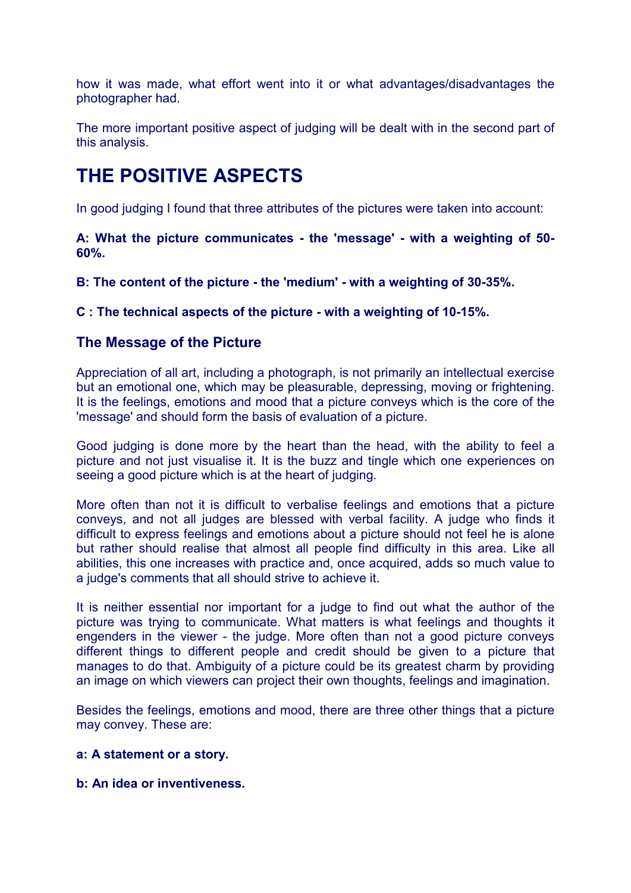how it was made, what effort went into it or what advantages/disadvantages the photographer had.

The more important positive aspect of judging will be dealt with in the second part of this analysis.

# THE POSITIVE ASPECTS

In good judging I found that three attributes of the pictures were taken into account:

**A: What the picture communicates - the 'message' - with a weighting of 50-60%.**

**B: The content of the picture - the 'medium' - with a weighting of 30-35%.**

**C : The technical aspects of the picture - with a weighting of 10-15%.**

## The Message of the Picture

Appreciation of all art, including a photograph, is not primarily an intellectual exercise but an emotional one, which may be pleasurable, depressing, moving or frightening. It is the feelings, emotions and mood that a picture conveys which is the core of the 'message' and should form the basis of evaluation of a picture.

Good judging is done more by the heart than the head, with the ability to feel a picture and not just visualise it. It is the buzz and tingle which one experiences on seeing a good picture which is at the heart of judging.

More often than not it is difficult to verbalise feelings and emotions that a picture conveys, and not all judges are blessed with verbal facility. A judge who finds it difficult to express feelings and emotions about a picture should not feel he is alone but rather should realise that almost all people find difficulty in this area. Like all abilities, this one increases with practice and, once acquired, adds so much value to a judge's comments that all should strive to achieve it.

It is neither essential nor important for a judge to find out what the author of the picture was trying to communicate. What matters is what feelings and thoughts it engenders in the viewer - the judge. More often than not a good picture conveys different things to different people and credit should be given to a picture that manages to do that. Ambiguity of a picture could be its greatest charm by providing an image on which viewers can project their own thoughts, feelings and imagination.

Besides the feelings, emotions and mood, there are three other things that a picture may convey. These are:

**a: A statement or a story.**

**b: An idea or inventiveness.**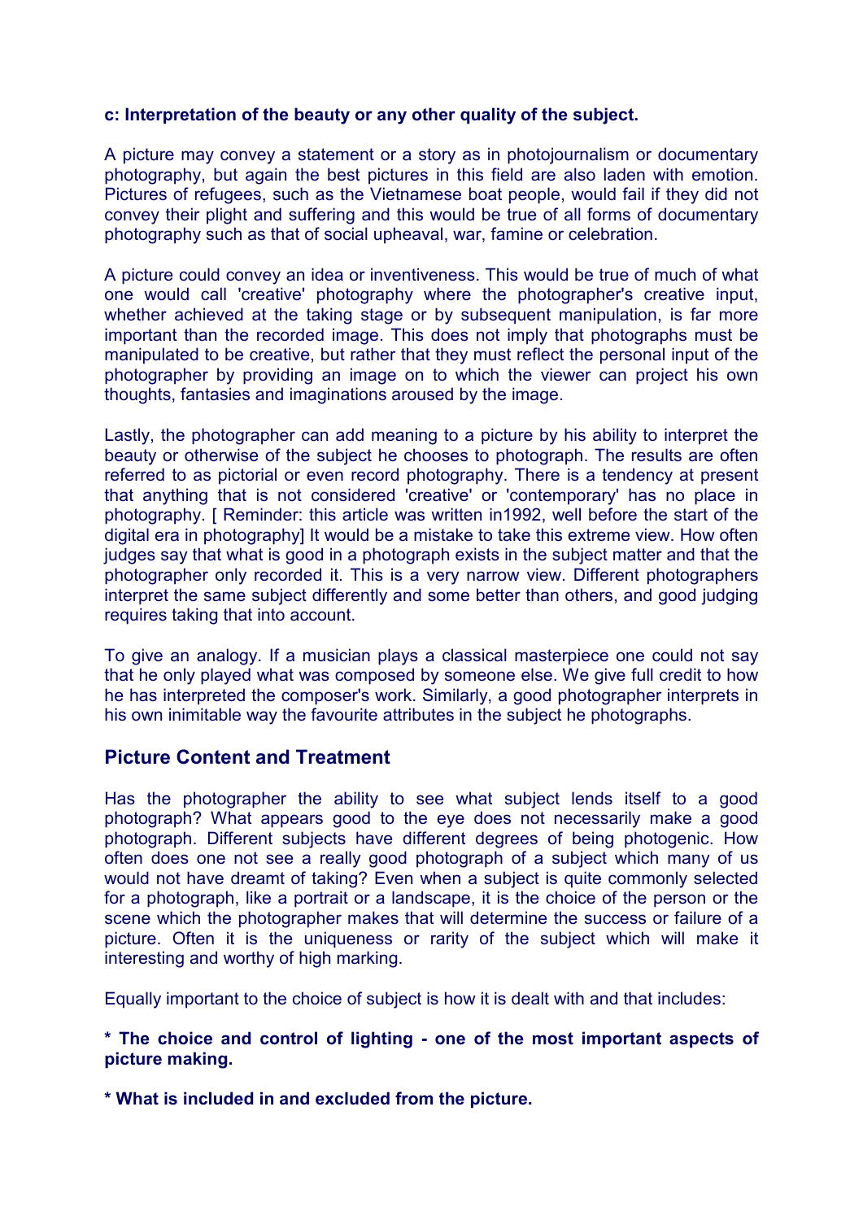**c: Interpretation of the beauty or any other quality of the subject.**

A picture may convey a statement or a story as in photojournalism or documentary photography, but again the best pictures in this field are also laden with emotion. Pictures of refugees, such as the Vietnamese boat people, would fail if they did not convey their plight and suffering and this would be true of all forms of documentary photography such as that of social upheaval, war, famine or celebration.

A picture could convey an idea or inventiveness. This would be true of much of what one would call 'creative' photography where the photographer's creative input, whether achieved at the taking stage or by subsequent manipulation, is far more important than the recorded image. This does not imply that photographs must be manipulated to be creative, but rather that they must reflect the personal input of the photographer by providing an image on to which the viewer can project his own thoughts, fantasies and imaginations aroused by the image.

Lastly, the photographer can add meaning to a picture by his ability to interpret the beauty or otherwise of the subject he chooses to photograph. The results are often referred to as pictorial or even record photography. There is a tendency at present that anything that is not considered 'creative' or 'contemporary' has no place in photography. [ Reminder: this article was written in1992, well before the start of the digital era in photography] It would be a mistake to take this extreme view. How often judges say that what is good in a photograph exists in the subject matter and that the photographer only recorded it. This is a very narrow view. Different photographers interpret the same subject differently and some better than others, and good judging requires taking that into account.

To give an analogy. If a musician plays a classical masterpiece one could not say that he only played what was composed by someone else. We give full credit to how he has interpreted the composer's work. Similarly, a good photographer interprets in his own inimitable way the favourite attributes in the subject he photographs.

## Picture Content and Treatment

Has the photographer the ability to see what subject lends itself to a good photograph? What appears good to the eye does not necessarily make a good photograph. Different subjects have different degrees of being photogenic. How often does one not see a really good photograph of a subject which many of us would not have dreamt of taking? Even when a subject is quite commonly selected for a photograph, like a portrait or a landscape, it is the choice of the person or the scene which the photographer makes that will determine the success or failure of a picture. Often it is the uniqueness or rarity of the subject which will make it interesting and worthy of high marking.

Equally important to the choice of subject is how it is dealt with and that includes:

**\* The choice and control of lighting - one of the most important aspects of picture making.**

**\* What is included in and excluded from the picture.**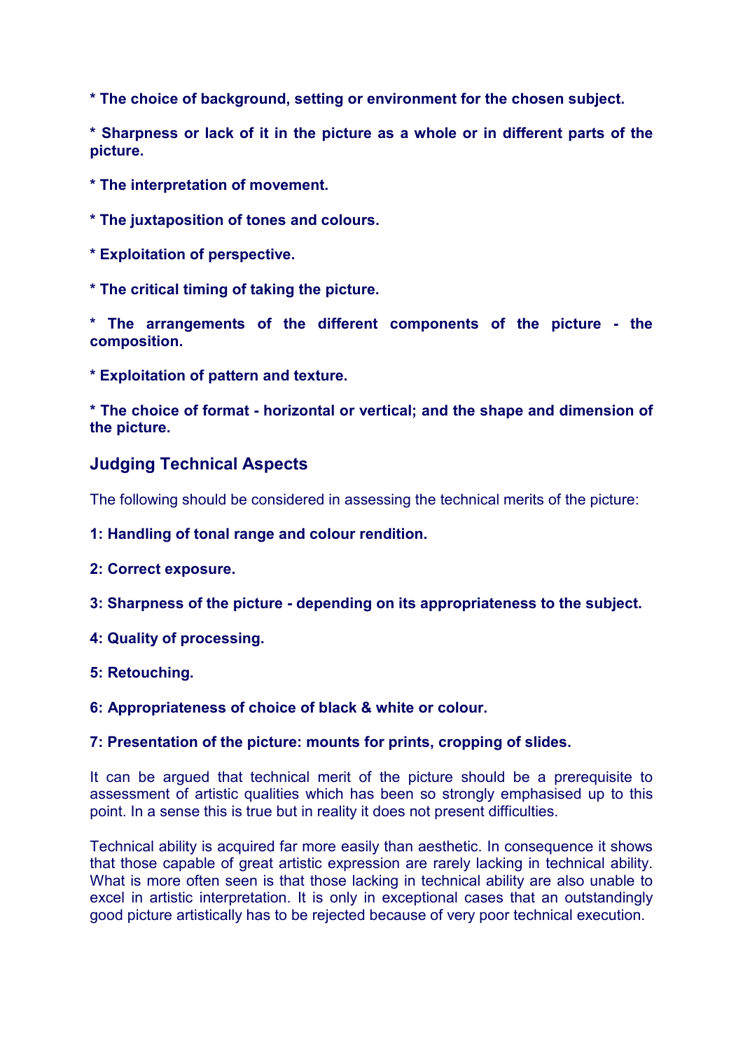**\* The choice of background, setting or environment for the chosen subject.**

**\* Sharpness or lack of it in the picture as a whole or in different parts of the picture.**

**\* The interpretation of movement.**

**\* The juxtaposition of tones and colours.**

**\* Exploitation of perspective.**

**\* The critical timing of taking the picture.**

**\* The arrangements of the different components of the picture - the composition.**

**\* Exploitation of pattern and texture.**

**\* The choice of format - horizontal or vertical; and the shape and dimension of the picture.**

## Judging Technical Aspects

The following should be considered in assessing the technical merits of the picture:

**1: Handling of tonal range and colour rendition.**

**2: Correct exposure.**

**3: Sharpness of the picture - depending on its appropriateness to the subject.**

**4: Quality of processing.**

**5: Retouching.**

**6: Appropriateness of choice of black & white or colour.**

**7: Presentation of the picture: mounts for prints, cropping of slides.**

It can be argued that technical merit of the picture should be a prerequisite to assessment of artistic qualities which has been so strongly emphasised up to this point. In a sense this is true but in reality it does not present difficulties.

Technical ability is acquired far more easily than aesthetic. In consequence it shows that those capable of great artistic expression are rarely lacking in technical ability. What is more often seen is that those lacking in technical ability are also unable to excel in artistic interpretation. It is only in exceptional cases that an outstandingly good picture artistically has to be rejected because of very poor technical execution.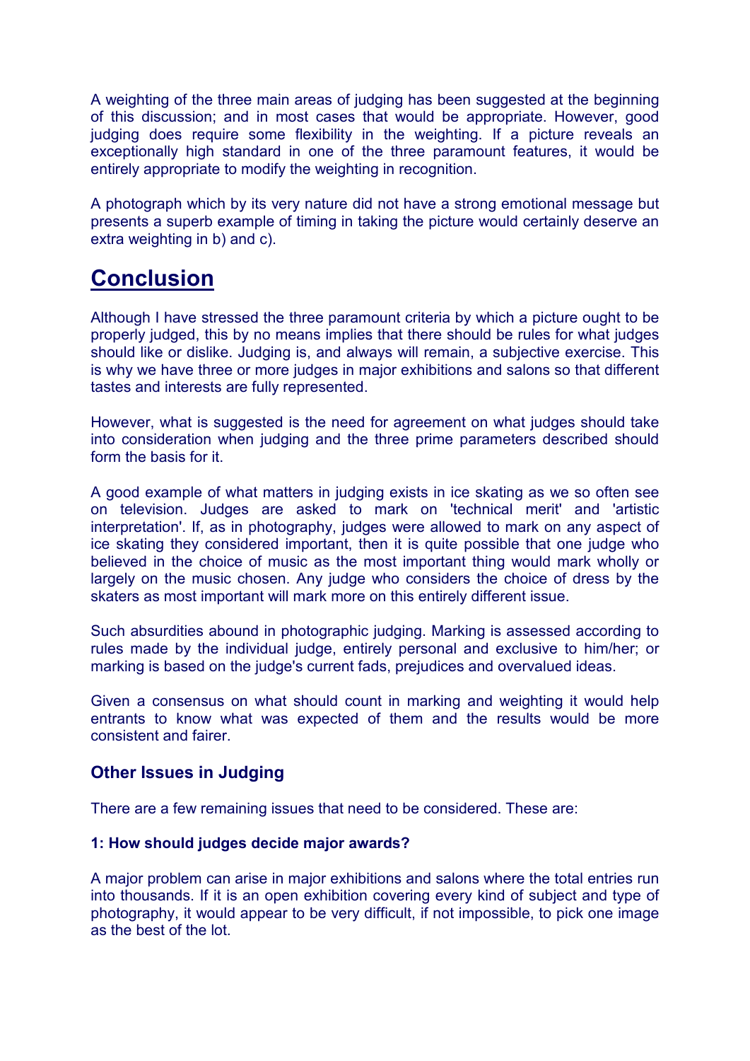A weighting of the three main areas of judging has been suggested at the beginning of this discussion; and in most cases that would be appropriate. However, good judging does require some flexibility in the weighting. If a picture reveals an exceptionally high standard in one of the three paramount features, it would be entirely appropriate to modify the weighting in recognition.

A photograph which by its very nature did not have a strong emotional message but presents a superb example of timing in taking the picture would certainly deserve an extra weighting in b) and c).

## Conclusion

Although I have stressed the three paramount criteria by which a picture ought to be properly judged, this by no means implies that there should be rules for what judges should like or dislike. Judging is, and always will remain, a subjective exercise. This is why we have three or more judges in major exhibitions and salons so that different tastes and interests are fully represented.

However, what is suggested is the need for agreement on what judges should take into consideration when judging and the three prime parameters described should form the basis for it.

A good example of what matters in judging exists in ice skating as we so often see on television. Judges are asked to mark on 'technical merit' and 'artistic interpretation'. If, as in photography, judges were allowed to mark on any aspect of ice skating they considered important, then it is quite possible that one judge who believed in the choice of music as the most important thing would mark wholly or largely on the music chosen. Any judge who considers the choice of dress by the skaters as most important will mark more on this entirely different issue.

Such absurdities abound in photographic judging. Marking is assessed according to rules made by the individual judge, entirely personal and exclusive to him/her; or marking is based on the judge's current fads, prejudices and overvalued ideas.

Given a consensus on what should count in marking and weighting it would help entrants to know what was expected of them and the results would be more consistent and fairer.

### Other Issues in Judging

There are a few remaining issues that need to be considered. These are:

#### 1: How should judges decide major awards?

A major problem can arise in major exhibitions and salons where the total entries run into thousands. If it is an open exhibition covering every kind of subject and type of photography, it would appear to be very difficult, if not impossible, to pick one image as the best of the lot.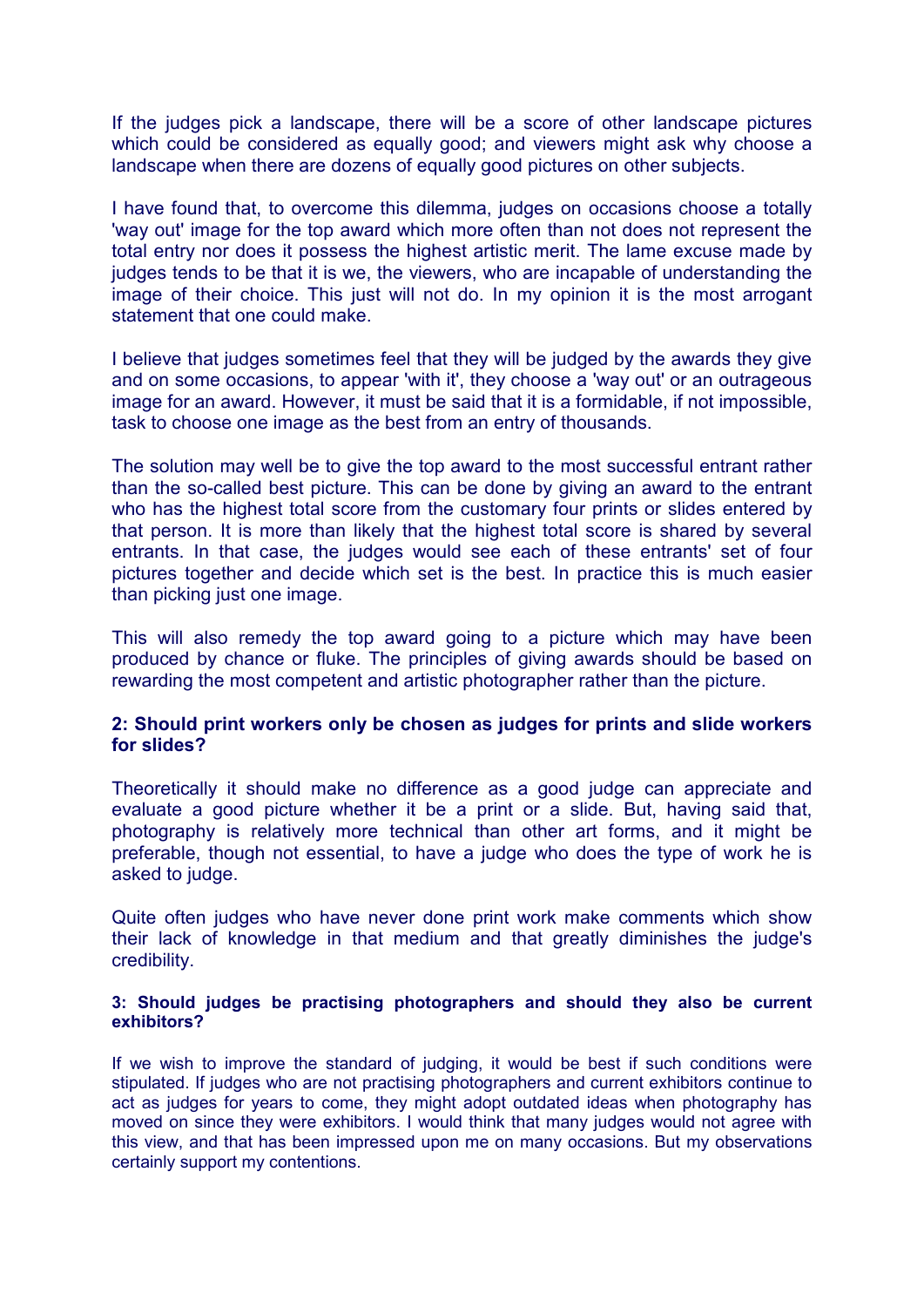If the judges pick a landscape, there will be a score of other landscape pictures which could be considered as equally good; and viewers might ask why choose a landscape when there are dozens of equally good pictures on other subjects.

I have found that, to overcome this dilemma, judges on occasions choose a totally 'way out' image for the top award which more often than not does not represent the total entry nor does it possess the highest artistic merit. The lame excuse made by judges tends to be that it is we, the viewers, who are incapable of understanding the image of their choice. This just will not do. In my opinion it is the most arrogant statement that one could make.

I believe that judges sometimes feel that they will be judged by the awards they give and on some occasions, to appear 'with it', they choose a 'way out' or an outrageous image for an award. However, it must be said that it is a formidable, if not impossible, task to choose one image as the best from an entry of thousands.

The solution may well be to give the top award to the most successful entrant rather than the so-called best picture. This can be done by giving an award to the entrant who has the highest total score from the customary four prints or slides entered by that person. It is more than likely that the highest total score is shared by several entrants. In that case, the judges would see each of these entrants' set of four pictures together and decide which set is the best. In practice this is much easier than picking just one image.

This will also remedy the top award going to a picture which may have been produced by chance or fluke. The principles of giving awards should be based on rewarding the most competent and artistic photographer rather than the picture.

**2: Should print workers only be chosen as judges for prints and slide workers for slides?**

Theoretically it should make no difference as a good judge can appreciate and evaluate a good picture whether it be a print or a slide. But, having said that, photography is relatively more technical than other art forms, and it might be preferable, though not essential, to have a judge who does the type of work he is asked to judge.

Quite often judges who have never done print work make comments which show their lack of knowledge in that medium and that greatly diminishes the judge's credibility.

**3: Should judges be practising photographers and should they also be current exhibitors?**

If we wish to improve the standard of judging, it would be best if such conditions were stipulated. If judges who are not practising photographers and current exhibitors continue to act as judges for years to come, they might adopt outdated ideas when photography has moved on since they were exhibitors. I would think that many judges would not agree with this view, and that has been impressed upon me on many occasions. But my observations certainly support my contentions.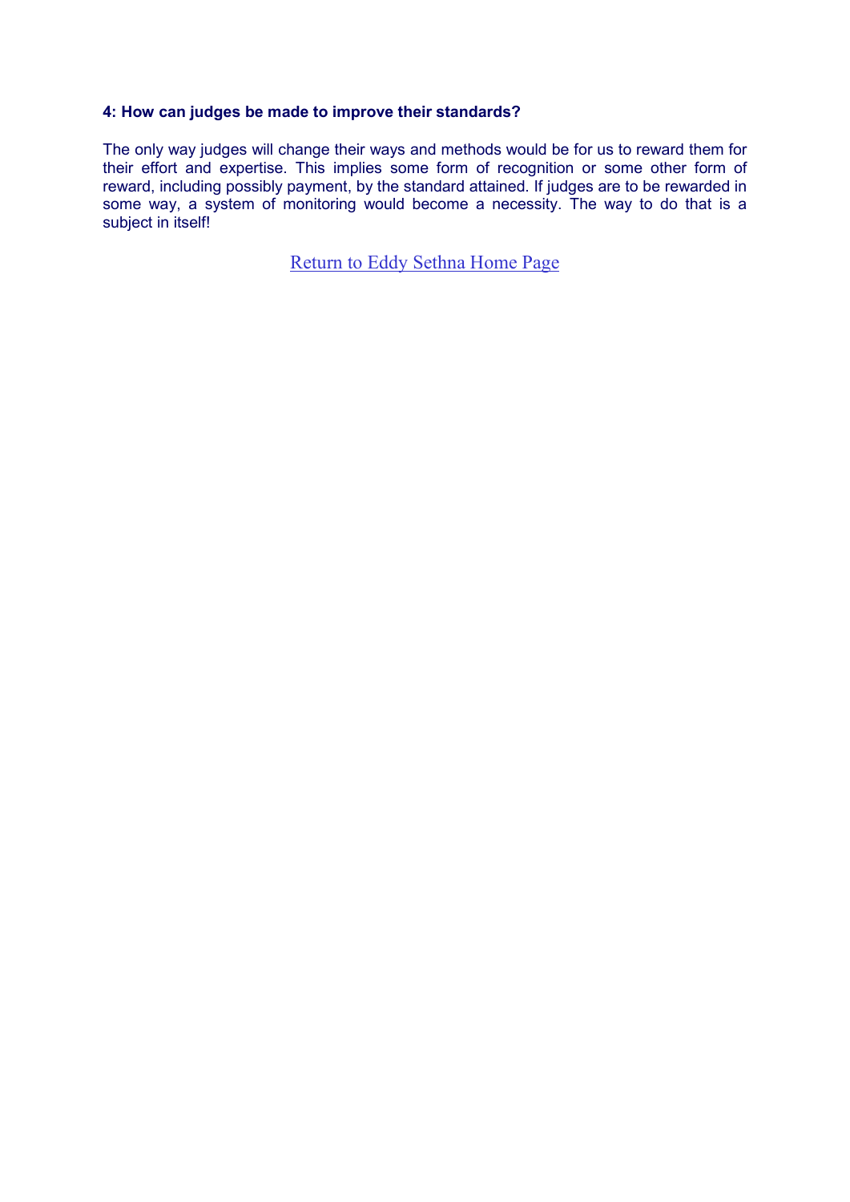**4: How can judges be made to improve their standards?**

The only way judges will change their ways and methods would be for us to reward them for their effort and expertise. This implies some form of recognition or some other form of reward, including possibly payment, by the standard attained. If judges are to be rewarded in some way, a system of monitoring would become a necessity. The way to do that is a subject in itself!

Return to Eddy Sethna Home Page